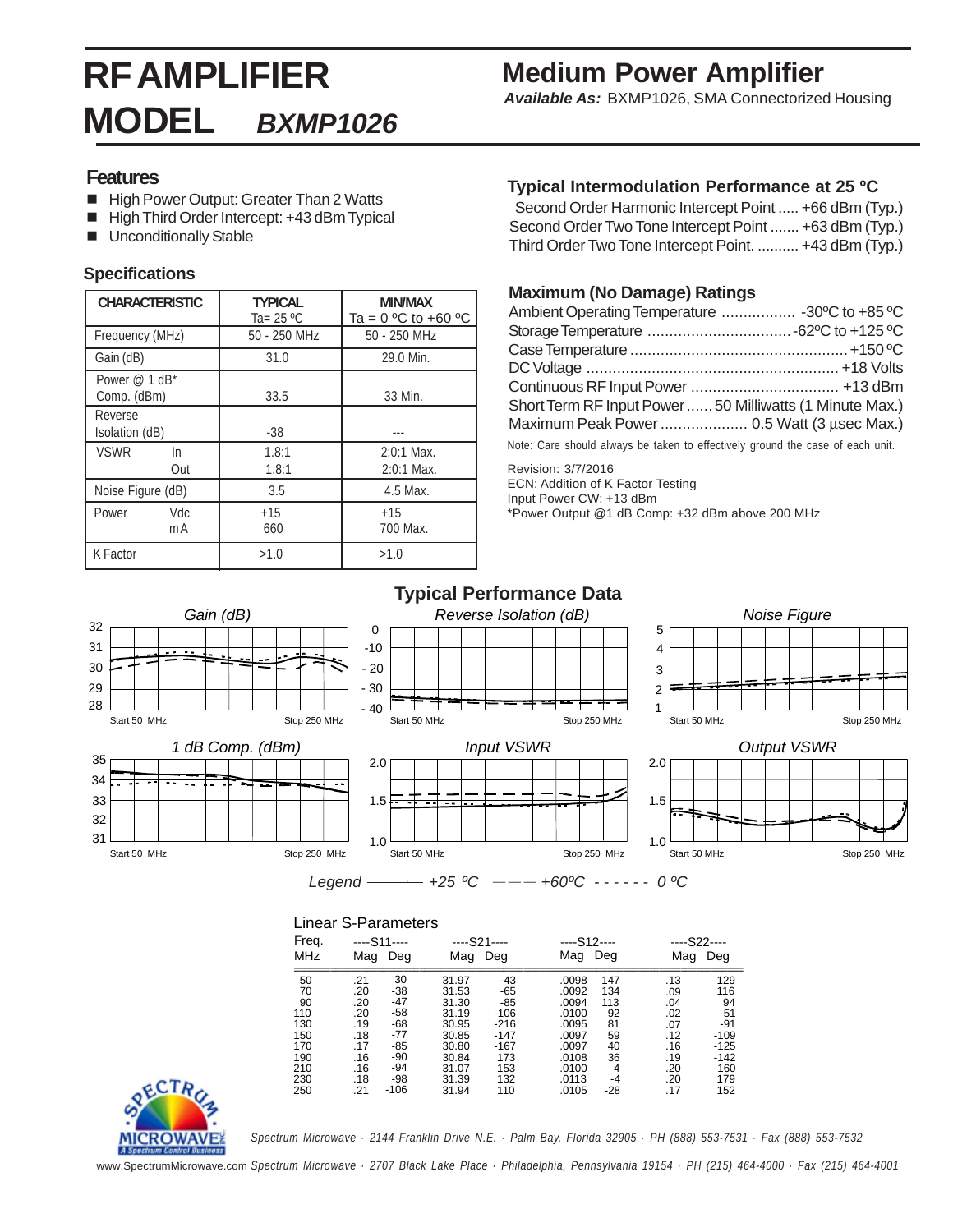# RF AMPLIFIER MODEL *BXMP1026*

## Medium Power Amplifier

***Available As:*** BXMP1026, SMA Connectorized Housing

### Features

- High Power Output: Greater Than 2 Watts
- High Third Order Intercept: +43 dBm Typical
- Unconditionally Stable

### Specifications

| CHARACTERISTIC | TYPICAL Ta= 25 ºC | MIN/MAX Ta = 0 ºC to +60 ºC |
|---|---|---|
| Frequency (MHz) | 50 - 250 MHz | 50 - 250 MHz |
| Gain (dB) | 31.0 | 29.0 Min. |
| Power @ 1 dB* Comp. (dBm) | 33.5 | 33 Min. |
| Reverse Isolation (dB) | -38 | --- |
| VSWR In | 1.8:1 | 2:0:1 Max. |
| VSWR Out | 1.8:1 | 2:0:1 Max. |
| Noise Figure (dB) | 3.5 | 4.5 Max. |
| Power Vdc | +15 | +15 |
| Power mA | 660 | 700 Max. |
| K Factor | >1.0 | >1.0 |

### Typical Intermodulation Performance at 25 ºC

Second Order Harmonic Intercept Point ..... +66 dBm (Typ.)
Second Order Two Tone Intercept Point ....... +63 dBm (Typ.)
Third Order Two Tone Intercept Point. .......... +43 dBm (Typ.)

### Maximum (No Damage) Ratings

Ambient Operating Temperature ................. -30ºC to +85 ºC
Storage Temperature ................................. -62ºC to +125 ºC
Case Temperature .................................................. +150 ºC
DC Voltage .......................................................... +18 Volts
Continuous RF Input Power .................................. +13 dBm
Short Term RF Input Power ...... 50 Milliwatts (1 Minute Max.)
Maximum Peak Power .................... 0.5 Watt (3 µsec Max.)

Note: Care should always be taken to effectively ground the case of each unit.

Revision: 3/7/2016
ECN: Addition of K Factor Testing
Input Power CW: +13 dBm
*Power Output @1 dB Comp: +32 dBm above 200 MHz

## Typical Performance Data

*Gain (dB)* — Start 50 MHz, Stop 250 MHz

*Reverse Isolation (dB)* — Start 50 MHz, Stop 250 MHz

*Noise Figure* — Start 50 MHz, Stop 250 MHz

*1 dB Comp. (dBm)* — Start 50 MHz, Stop 250 MHz

*Input VSWR* — Start 50 MHz, Stop 250 MHz

*Output VSWR* — Start 50 MHz, Stop 250 MHz

*Legend* ——— *+25 ºC* — — — *+60ºC* - - - - - - *0 ºC*

### Linear S-Parameters

| Freq. MHz | S11 Mag | S11 Deg | S21 Mag | S21 Deg | S12 Mag | S12 Deg | S22 Mag | S22 Deg |
|---|---|---|---|---|---|---|---|---|
| 50 | .21 | 30 | 31.97 | -43 | .0098 | 147 | .13 | 129 |
| 70 | .20 | -38 | 31.53 | -65 | .0092 | 134 | .09 | 116 |
| 90 | .20 | -47 | 31.30 | -85 | .0094 | 113 | .04 | 94 |
| 110 | .20 | -58 | 31.19 | -106 | .0100 | 92 | .02 | -51 |
| 130 | .19 | -68 | 30.95 | -216 | .0095 | 81 | .07 | -91 |
| 150 | .18 | -77 | 30.85 | -147 | .0097 | 59 | .12 | -109 |
| 170 | .17 | -85 | 30.80 | -167 | .0097 | 40 | .16 | -125 |
| 190 | .16 | -90 | 30.84 | 173 | .0108 | 36 | .19 | -142 |
| 210 | .16 | -94 | 31.07 | 153 | .0100 | 4 | .20 | -160 |
| 230 | .18 | -98 | 31.39 | 132 | .0113 | -4 | .20 | 179 |
| 250 | .21 | -106 | 31.94 | 110 | .0105 | -28 | .17 | 152 |

*Spectrum Microwave · 2144 Franklin Drive N.E. · Palm Bay, Florida 32905 · PH (888) 553-7531 · Fax (888) 553-7532*

www.SpectrumMicrowave.com *Spectrum Microwave · 2707 Black Lake Place · Philadelphia, Pennsylvania 19154 · PH (215) 464-4000 · Fax (215) 464-4001*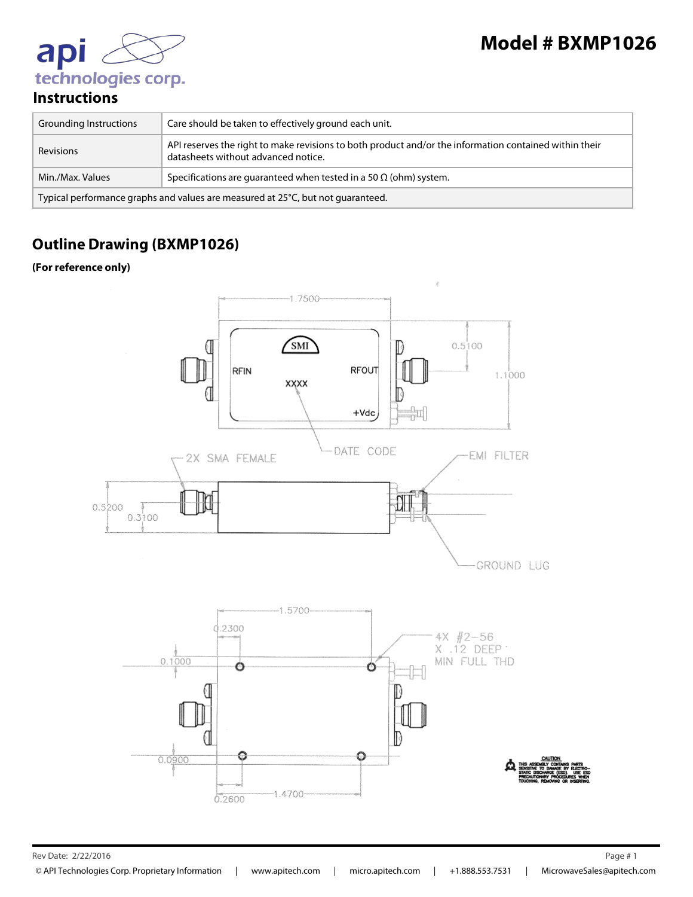# Model # BXMP1026

## Instructions

| | |
|---|---|
| Grounding Instructions | Care should be taken to effectively ground each unit. |
| Revisions | API reserves the right to make revisions to both product and/or the information contained within their datasheets without advanced notice. |
| Min./Max. Values | Specifications are guaranteed when tested in a 50 Ω (ohm) system. |
| Typical performance graphs and values are measured at 25°C, but not guaranteed. | |

## Outline Drawing (BXMP1026)

**(For reference only)**

1.7500
SMI
RFIN
RFOUT
XXXX
+Vdc
0.5100
1.1000
DATE CODE
2X SMA FEMALE
EMI FILTER
0.5200
0.3100
GROUND LUG
1.5700
0.2300
4X #2-56
X .12 DEEP
MIN FULL THD
0.1000
0.0900
0.2600
1.4700

CAUTION
THIS ASSEMBLY CONTAINS PARTS SENSITIVE TO DAMAGE BY ELECTRO-STATIC DISCHARGE (ESD). USE ESD PRECAUTIONARY PROCEDURES WHEN TOUCHING, REMOVING OR INSERTING.

Rev Date: 2/22/2016

© API Technologies Corp. Proprietary Information | www.apitech.com | micro.apitech.com | +1.888.553.7531 | MicrowaveSales@apitech.com